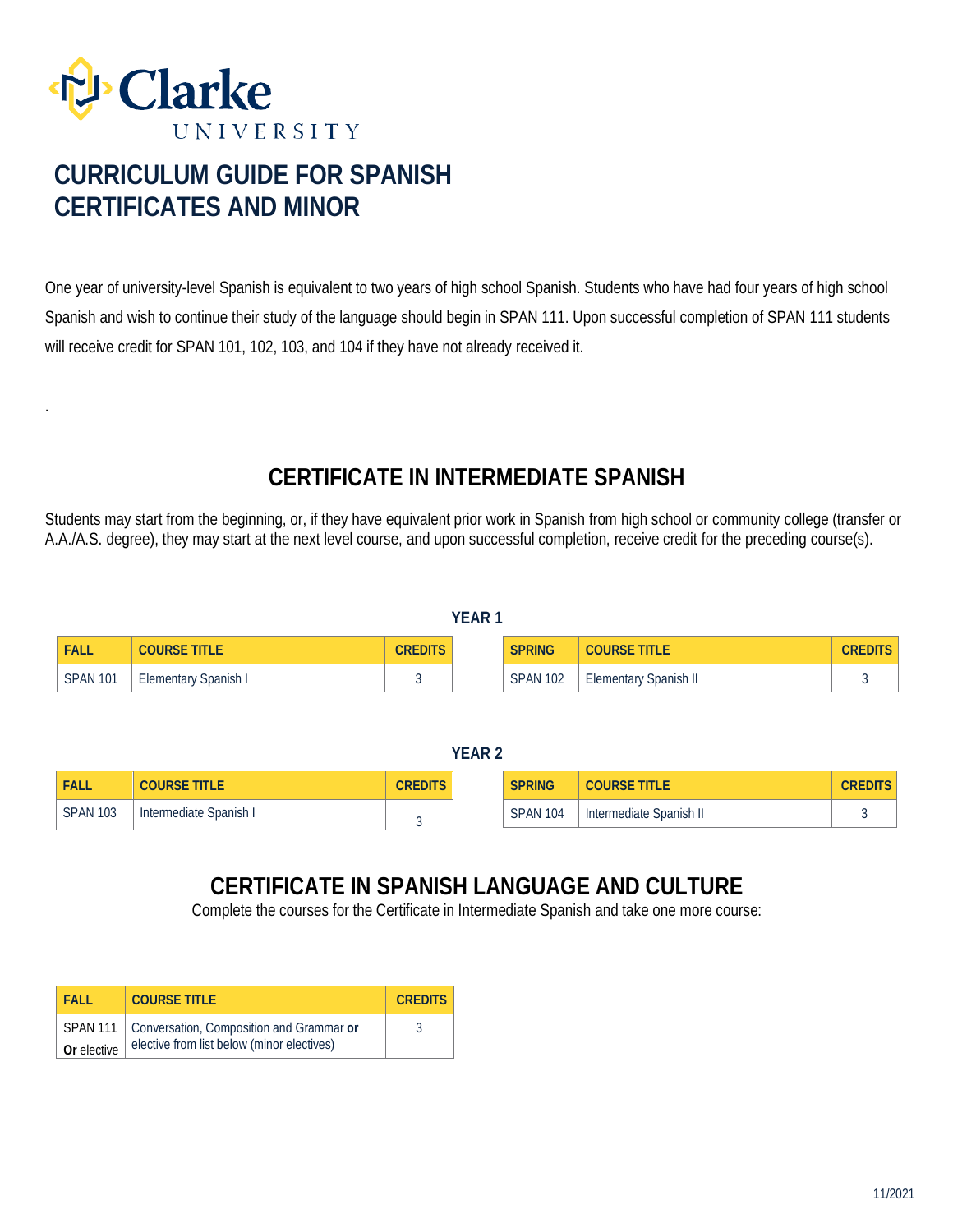# CURRICULUM GUIDE FOR SPANISH CERTIFICATES AND MINOR

One year of university-level Spanish is equivalent to two years of high school Spanish. Students who have had four years of high school Spanish and wish to continue their study of the language should begin in SPAN 111. Upon successful completion of SPAN 111 students will receive credit for SPAN 101, 102, 103, and 104 if they have not already received it.

.

## CERTIFICATE IN INTERMEDIATE SPANISH

Students may start from the beginning, or, if they have equivalent prior work in Spanish from high school or community college (transfer or A.A./A.S. degree), they may start at the next level course, and upon successful completion, receive credit for the preceding course(s).

### YEAR 1

| FALL | COURSE TITLE | CREDITS |
|---|---|---|
| SPAN 101 | Elementary Spanish I | 3 |

| SPRING | COURSE TITLE | CREDITS |
|---|---|---|
| SPAN 102 | Elementary Spanish II | 3 |

### YEAR 2

| FALL | COURSE TITLE | CREDITS |
|---|---|---|
| SPAN 103 | Intermediate Spanish I | 3 |

| SPRING | COURSE TITLE | CREDITS |
|---|---|---|
| SPAN 104 | Intermediate Spanish II | 3 |

## CERTIFICATE IN SPANISH LANGUAGE AND CULTURE

Complete the courses for the Certificate in Intermediate Spanish and take one more course:

| FALL | COURSE TITLE | CREDITS |
|---|---|---|
| SPAN 111 **Or** elective | Conversation, Composition and Grammar **or** elective from list below (minor electives) | 3 |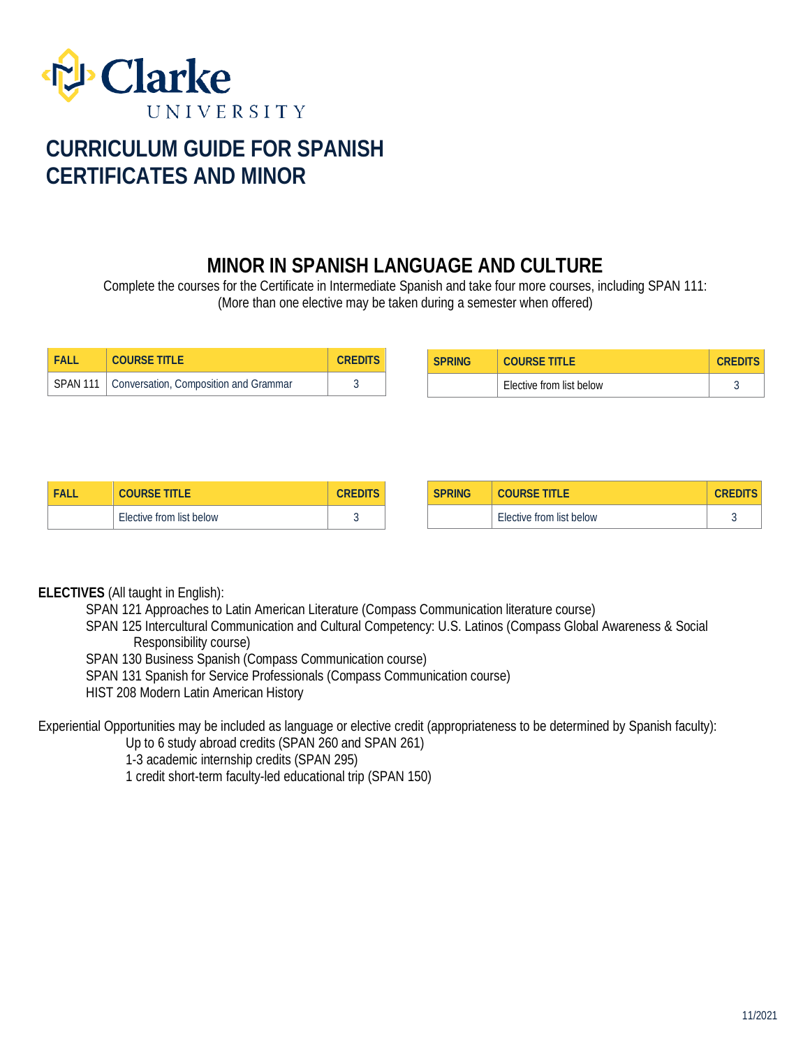# CURRICULUM GUIDE FOR SPANISH CERTIFICATES AND MINOR

## MINOR IN SPANISH LANGUAGE AND CULTURE

Complete the courses for the Certificate in Intermediate Spanish and take four more courses, including SPAN 111:
(More than one elective may be taken during a semester when offered)

| FALL | COURSE TITLE | CREDITS |
|---|---|---|
| SPAN 111 | Conversation, Composition and Grammar | 3 |

| SPRING | COURSE TITLE | CREDITS |
|---|---|---|
| | Elective from list below | 3 |

| FALL | COURSE TITLE | CREDITS |
|---|---|---|
| | Elective from list below | 3 |

| SPRING | COURSE TITLE | CREDITS |
|---|---|---|
| | Elective from list below | 3 |

**ELECTIVES** (All taught in English):

- SPAN 121 Approaches to Latin American Literature (Compass Communication literature course)
- SPAN 125 Intercultural Communication and Cultural Competency: U.S. Latinos (Compass Global Awareness & Social Responsibility course)
- SPAN 130 Business Spanish (Compass Communication course)
- SPAN 131 Spanish for Service Professionals (Compass Communication course)
- HIST 208 Modern Latin American History

Experiential Opportunities may be included as language or elective credit (appropriateness to be determined by Spanish faculty):

- Up to 6 study abroad credits (SPAN 260 and SPAN 261)
- 1-3 academic internship credits (SPAN 295)
- 1 credit short-term faculty-led educational trip (SPAN 150)

11/2021